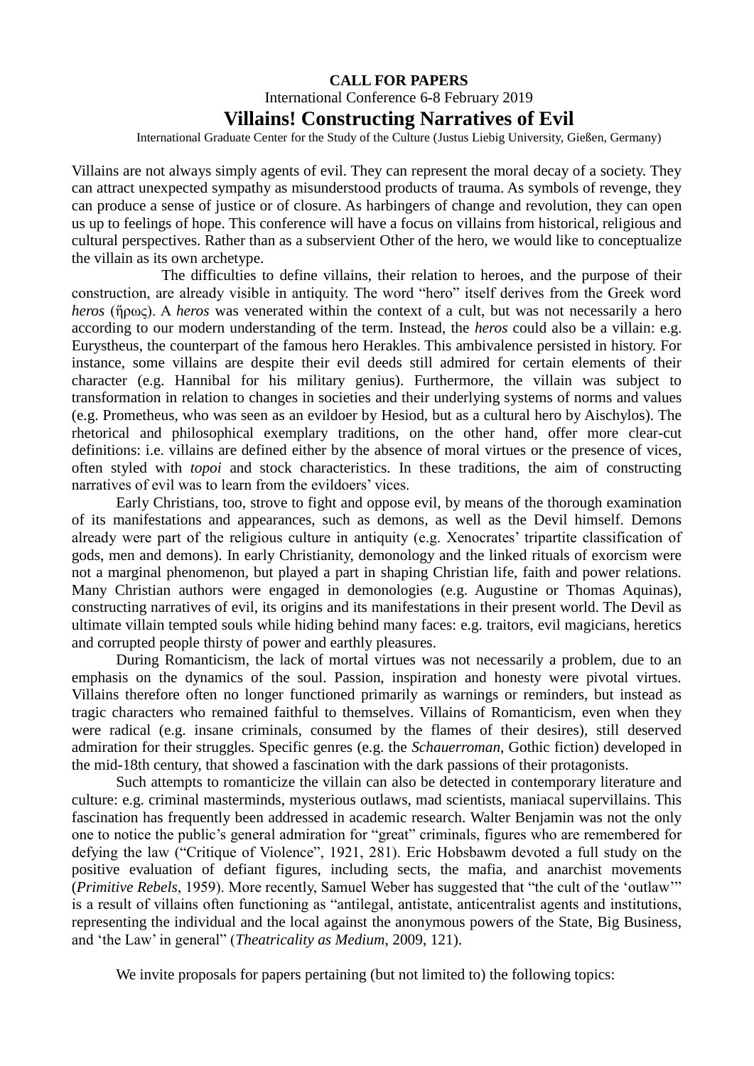**CALL FOR PAPERS**

International Conference 6-8 February 2019

# Villains! Constructing Narratives of Evil

International Graduate Center for the Study of the Culture (Justus Liebig University, Gießen, Germany)

Villains are not always simply agents of evil. They can represent the moral decay of a society. They can attract unexpected sympathy as misunderstood products of trauma. As symbols of revenge, they can produce a sense of justice or of closure. As harbingers of change and revolution, they can open us up to feelings of hope. This conference will have a focus on villains from historical, religious and cultural perspectives. Rather than as a subservient Other of the hero, we would like to conceptualize the villain as its own archetype.

The difficulties to define villains, their relation to heroes, and the purpose of their construction, are already visible in antiquity. The word "hero" itself derives from the Greek word *heros* (ἥρως). A *heros* was venerated within the context of a cult, but was not necessarily a hero according to our modern understanding of the term. Instead, the *heros* could also be a villain: e.g. Eurystheus, the counterpart of the famous hero Herakles. This ambivalence persisted in history. For instance, some villains are despite their evil deeds still admired for certain elements of their character (e.g. Hannibal for his military genius). Furthermore, the villain was subject to transformation in relation to changes in societies and their underlying systems of norms and values (e.g. Prometheus, who was seen as an evildoer by Hesiod, but as a cultural hero by Aischylos). The rhetorical and philosophical exemplary traditions, on the other hand, offer more clear-cut definitions: i.e. villains are defined either by the absence of moral virtues or the presence of vices, often styled with *topoi* and stock characteristics. In these traditions, the aim of constructing narratives of evil was to learn from the evildoers' vices.

Early Christians, too, strove to fight and oppose evil, by means of the thorough examination of its manifestations and appearances, such as demons, as well as the Devil himself. Demons already were part of the religious culture in antiquity (e.g. Xenocrates' tripartite classification of gods, men and demons). In early Christianity, demonology and the linked rituals of exorcism were not a marginal phenomenon, but played a part in shaping Christian life, faith and power relations. Many Christian authors were engaged in demonologies (e.g. Augustine or Thomas Aquinas), constructing narratives of evil, its origins and its manifestations in their present world. The Devil as ultimate villain tempted souls while hiding behind many faces: e.g. traitors, evil magicians, heretics and corrupted people thirsty of power and earthly pleasures.

During Romanticism, the lack of mortal virtues was not necessarily a problem, due to an emphasis on the dynamics of the soul. Passion, inspiration and honesty were pivotal virtues. Villains therefore often no longer functioned primarily as warnings or reminders, but instead as tragic characters who remained faithful to themselves. Villains of Romanticism, even when they were radical (e.g. insane criminals, consumed by the flames of their desires), still deserved admiration for their struggles. Specific genres (e.g. the *Schauerroman*, Gothic fiction) developed in the mid-18th century, that showed a fascination with the dark passions of their protagonists.

Such attempts to romanticize the villain can also be detected in contemporary literature and culture: e.g. criminal masterminds, mysterious outlaws, mad scientists, maniacal supervillains. This fascination has frequently been addressed in academic research. Walter Benjamin was not the only one to notice the public's general admiration for "great" criminals, figures who are remembered for defying the law ("Critique of Violence", 1921, 281). Eric Hobsbawm devoted a full study on the positive evaluation of defiant figures, including sects, the mafia, and anarchist movements (*Primitive Rebels*, 1959). More recently, Samuel Weber has suggested that "the cult of the 'outlaw'" is a result of villains often functioning as "antilegal, antistate, anticentralist agents and institutions, representing the individual and the local against the anonymous powers of the State, Big Business, and 'the Law' in general" (*Theatricality as Medium*, 2009, 121).

We invite proposals for papers pertaining (but not limited to) the following topics: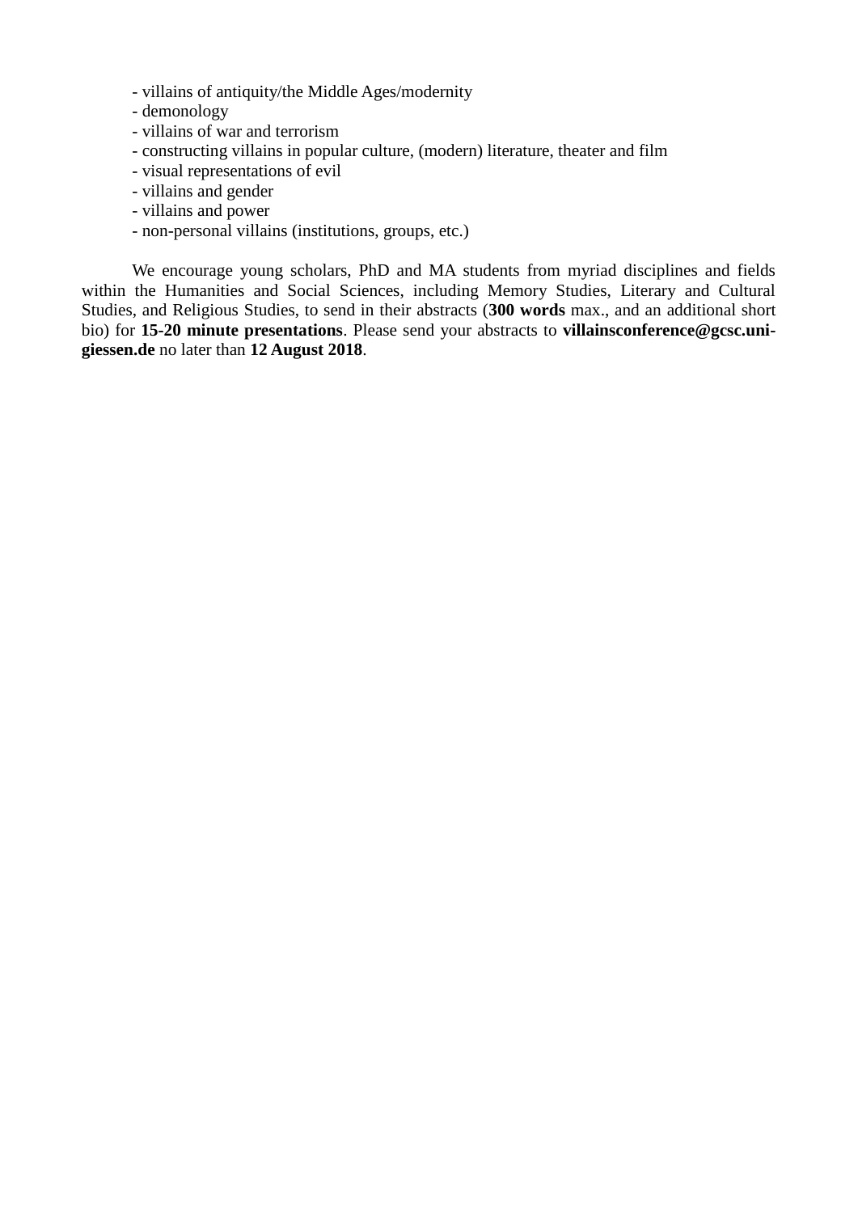- villains of antiquity/the Middle Ages/modernity
- demonology
- villains of war and terrorism
- constructing villains in popular culture, (modern) literature, theater and film
- visual representations of evil
- villains and gender
- villains and power
- non-personal villains (institutions, groups, etc.)

We encourage young scholars, PhD and MA students from myriad disciplines and fields within the Humanities and Social Sciences, including Memory Studies, Literary and Cultural Studies, and Religious Studies, to send in their abstracts (**300 words** max., and an additional short bio) for **15-20 minute presentations**. Please send your abstracts to **villainsconference@gcsc.uni-giessen.de** no later than **12 August 2018**.